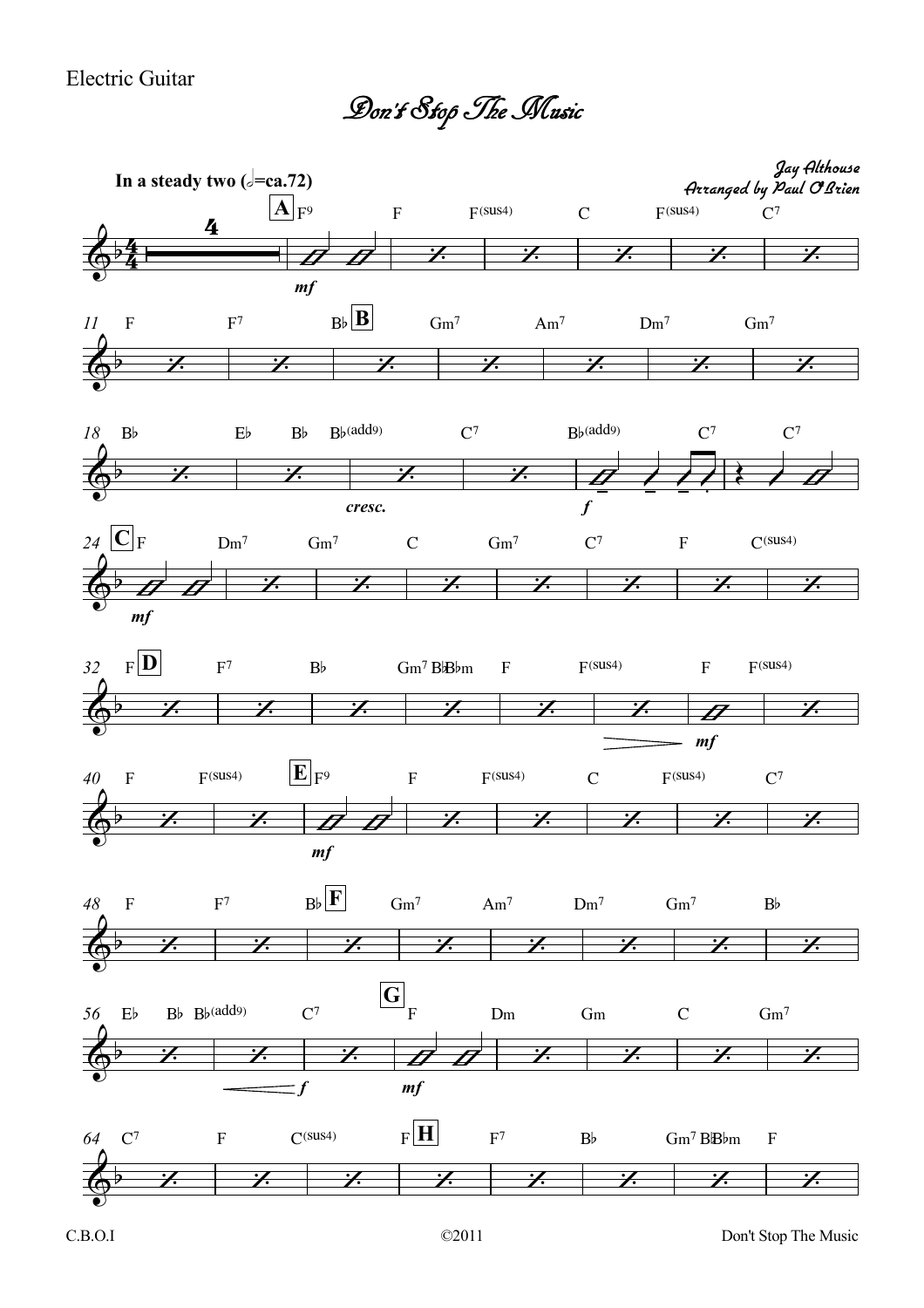Electric Guitar

# Don't Stop The Music

Jay Althouse
Arranged by Paul O'Brien

**In a steady two (𝅗𝅥=ca.72)**

4

**A** F⁹ | F | F(sus4) | C | F(sus4) | C⁷ — *mf*

11 F | F⁷ | B♭ **B** | Gm⁷ | Am⁷ | Dm⁷ | Gm⁷

18 B♭ | E♭ B♭ | B♭(add9) | C⁷ | B♭(add9) | C⁷ | C⁷ — *cresc.* *f*

24 **C** F | Dm⁷ | Gm⁷ | C | Gm⁷ | C⁷ | F | C(sus4) — *mf*

32 F **D** | F⁷ | B♭ | Gm⁷ B♭B♭m | F | F(sus4) | F | F(sus4) — *mf*

40 F | F(sus4) | **E** F⁹ | F | F(sus4) | C | F(sus4) | C⁷ — *mf*

48 F | F⁷ | B♭ **F** | Gm⁷ | Am⁷ | Dm⁷ | Gm⁷ | B♭

56 E♭ B♭ | B♭(add9) | C⁷ | **G** F | Dm | Gm | C | Gm⁷ — *f* *mf*

64 C⁷ | F | C(sus4) | F **H** | F⁷ | B♭ | Gm⁷ B♭B♭m | F

C.B.O.I ©2011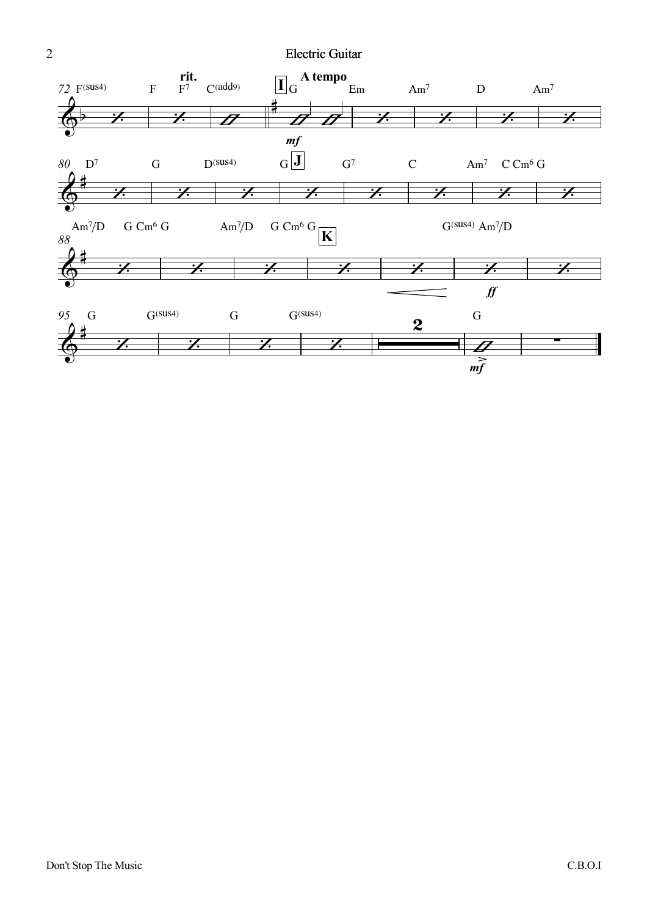Electric Guitar

72 F(sus4) F F7 C(add9) **rit.** **I** G **A tempo** Em Am7 D Am7

*mf*

80 D7 G D(sus4) G **J** G7 C Am7 C Cm6 G

88 Am7/D G Cm6 G Am7/D G Cm6 G **K** G(sus4) Am7/D

*ff*

95 G G(sus4) G G(sus4) 2 G

*mf*

Don't Stop The Music

C.B.O.I